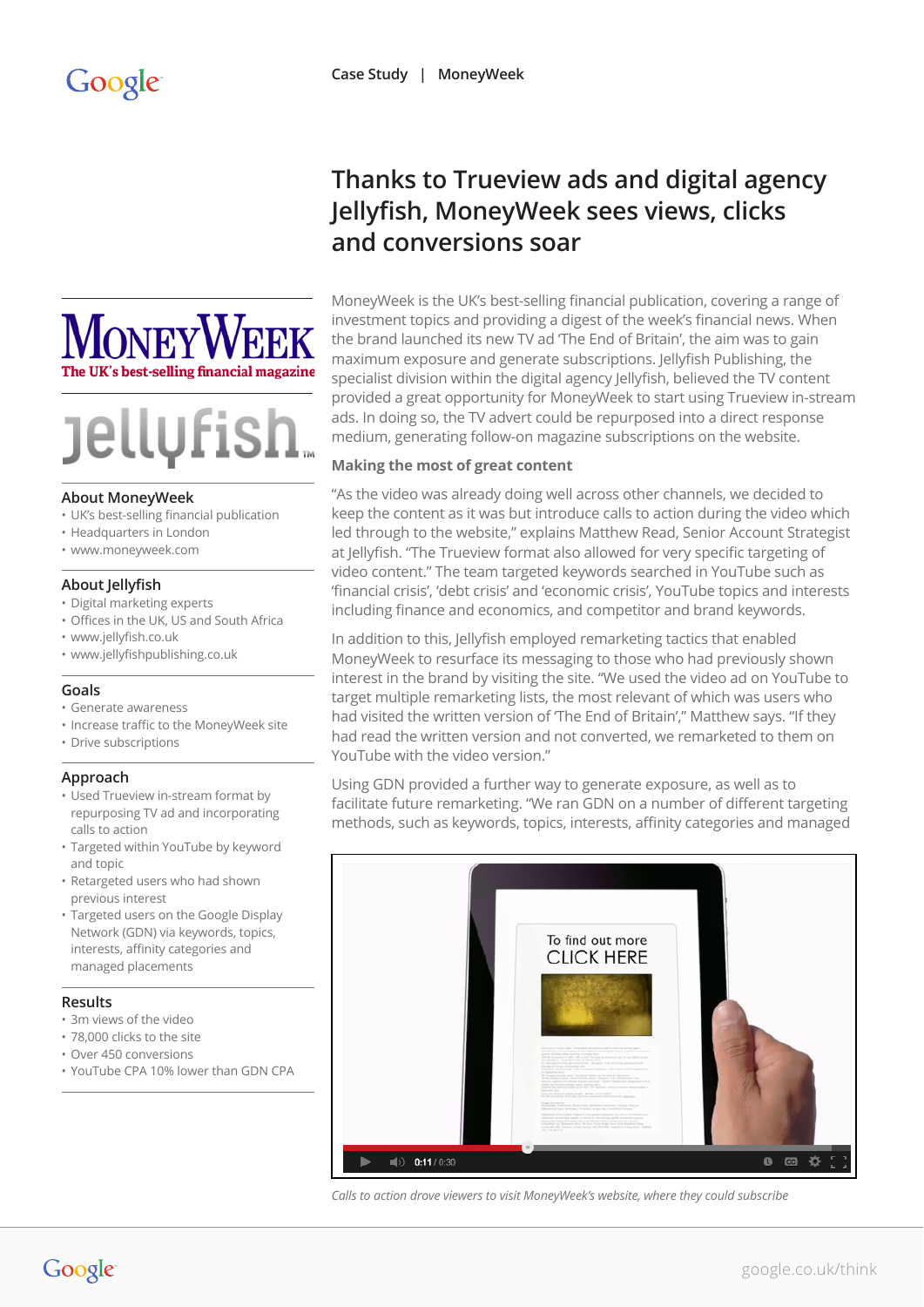Case Study | MoneyWeek

# Thanks to Trueview ads and digital agency Jellyfish, MoneyWeek sees views, clicks and conversions soar

MoneyWeek
The UK's best-selling financial magazine

jellyfish™

## About MoneyWeek

- UK's best-selling financial publication
- Headquarters in London
- www.moneyweek.com

## About Jellyfish

- Digital marketing experts
- Offices in the UK, US and South Africa
- www.jellyfish.co.uk
- www.jellyfishpublishing.co.uk

## Goals

- Generate awareness
- Increase traffic to the MoneyWeek site
- Drive subscriptions

## Approach

- Used Trueview in-stream format by repurposing TV ad and incorporating calls to action
- Targeted within YouTube by keyword and topic
- Retargeted users who had shown previous interest
- Targeted users on the Google Display Network (GDN) via keywords, topics, interests, affinity categories and managed placements

## Results

- 3m views of the video
- 78,000 clicks to the site
- Over 450 conversions
- YouTube CPA 10% lower than GDN CPA

MoneyWeek is the UK's best-selling financial publication, covering a range of investment topics and providing a digest of the week's financial news. When the brand launched its new TV ad 'The End of Britain', the aim was to gain maximum exposure and generate subscriptions. Jellyfish Publishing, the specialist division within the digital agency Jellyfish, believed the TV content provided a great opportunity for MoneyWeek to start using Trueview in-stream ads. In doing so, the TV advert could be repurposed into a direct response medium, generating follow-on magazine subscriptions on the website.

### Making the most of great content

"As the video was already doing well across other channels, we decided to keep the content as it was but introduce calls to action during the video which led through to the website," explains Matthew Read, Senior Account Strategist at Jellyfish. "The Trueview format also allowed for very specific targeting of video content." The team targeted keywords searched in YouTube such as 'financial crisis', 'debt crisis' and 'economic crisis', YouTube topics and interests including finance and economics, and competitor and brand keywords.

In addition to this, Jellyfish employed remarketing tactics that enabled MoneyWeek to resurface its messaging to those who had previously shown interest in the brand by visiting the site. "We used the video ad on YouTube to target multiple remarketing lists, the most relevant of which was users who had visited the written version of 'The End of Britain'," Matthew says. "If they had read the written version and not converted, we remarketed to them on YouTube with the video version."

Using GDN provided a further way to generate exposure, as well as to facilitate future remarketing. "We ran GDN on a number of different targeting methods, such as keywords, topics, interests, affinity categories and managed

*Calls to action drove viewers to visit MoneyWeek's website, where they could subscribe*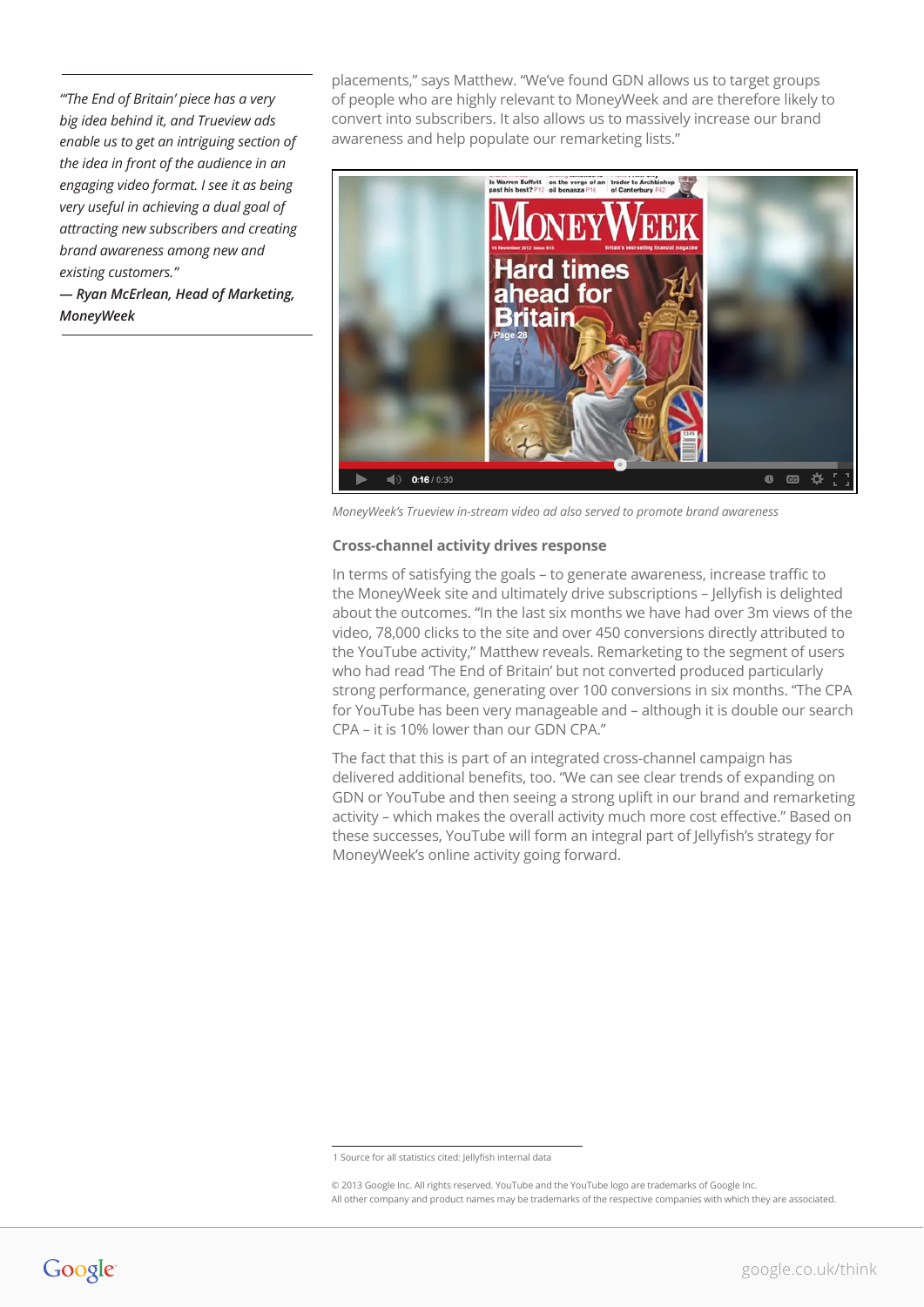> *"'The End of Britain' piece has a very big idea behind it, and Trueview ads enable us to get an intriguing section of the idea in front of the audience in an engaging video format. I see it as being very useful in achieving a dual goal of attracting new subscribers and creating brand awareness among new and existing customers."*
> ***— Ryan McErlean, Head of Marketing, MoneyWeek***

placements," says Matthew. "We've found GDN allows us to target groups of people who are highly relevant to MoneyWeek and are therefore likely to convert into subscribers. It also allows us to massively increase our brand awareness and help populate our remarketing lists."

*MoneyWeek's Trueview in-stream video ad also served to promote brand awareness*

### Cross-channel activity drives response

In terms of satisfying the goals – to generate awareness, increase traffic to the MoneyWeek site and ultimately drive subscriptions – Jellyfish is delighted about the outcomes. "In the last six months we have had over 3m views of the video, 78,000 clicks to the site and over 450 conversions directly attributed to the YouTube activity," Matthew reveals. Remarketing to the segment of users who had read 'The End of Britain' but not converted produced particularly strong performance, generating over 100 conversions in six months. "The CPA for YouTube has been very manageable and – although it is double our search CPA – it is 10% lower than our GDN CPA."

The fact that this is part of an integrated cross-channel campaign has delivered additional benefits, too. "We can see clear trends of expanding on GDN or YouTube and then seeing a strong uplift in our brand and remarketing activity – which makes the overall activity much more cost effective." Based on these successes, YouTube will form an integral part of Jellyfish's strategy for MoneyWeek's online activity going forward.

1 Source for all statistics cited: Jellyfish internal data

© 2013 Google Inc. All rights reserved. YouTube and the YouTube logo are trademarks of Google Inc.
All other company and product names may be trademarks of the respective companies with which they are associated.